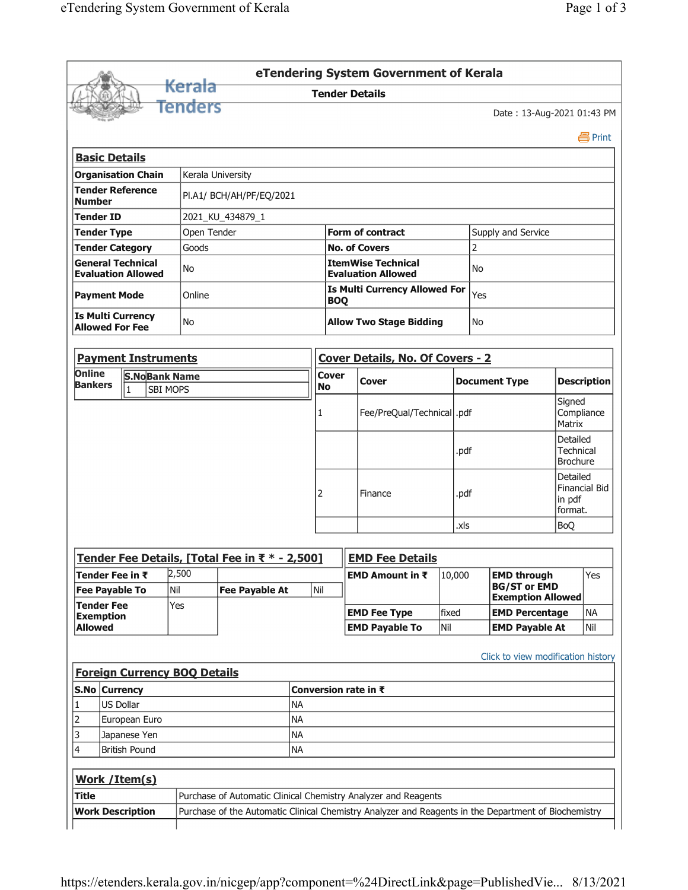# eTendering System Government of Kerala

## Tender Details

Date : 13-Aug-2021 01:43 PM

### Basic Details

| | | | |
|---|---|---|---|
| **Organisation Chain** | Kerala University | | |
| **Tender Reference Number** | Pl.A1/ BCH/AH/PF/EQ/2021 | | |
| **Tender ID** | 2021_KU_434879_1 | | |
| **Tender Type** | Open Tender | **Form of contract** | Supply and Service |
| **Tender Category** | Goods | **No. of Covers** | 2 |
| **General Technical Evaluation Allowed** | No | **ItemWise Technical Evaluation Allowed** | No |
| **Payment Mode** | Online | **Is Multi Currency Allowed For BOQ** | Yes |
| **Is Multi Currency Allowed For Fee** | No | **Allow Two Stage Bidding** | No |

### Payment Instruments

| Online Bankers | S.No | Bank Name |
|---|---|---|
| | 1 | SBI MOPS |

### Cover Details, No. Of Covers - 2

| Cover No | Cover | Document Type | Description |
|---|---|---|---|
| 1 | Fee/PreQual/Technical | .pdf | Signed Compliance Matrix |
| | | .pdf | Detailed Technical Brochure |
| 2 | Finance | .pdf | Detailed Financial Bid in pdf format. |
| | | .xls | BoQ |

### Tender Fee Details, [Total Fee in ₹ * - 2,500]

| | | | |
|---|---|---|---|
| **Tender Fee in ₹** | 2,500 | | |
| **Fee Payable To** | Nil | **Fee Payable At** | Nil |
| **Tender Fee Exemption Allowed** | Yes | | |

### EMD Fee Details

| | | | |
|---|---|---|---|
| **EMD Amount in ₹** | 10,000 | **EMD through BG/ST or EMD Exemption Allowed** | Yes |
| **EMD Fee Type** | fixed | **EMD Percentage** | NA |
| **EMD Payable To** | Nil | **EMD Payable At** | Nil |

Click to view modification history

### Foreign Currency BOQ Details

| S.No | Currency | Conversion rate in ₹ |
|---|---|---|
| 1 | US Dollar | NA |
| 2 | European Euro | NA |
| 3 | Japanese Yen | NA |
| 4 | British Pound | NA |

### Work /Item(s)

| | |
|---|---|
| **Title** | Purchase of Automatic Clinical Chemistry Analyzer and Reagents |
| **Work Description** | Purchase of the Automatic Clinical Chemistry Analyzer and Reagents in the Department of Biochemistry |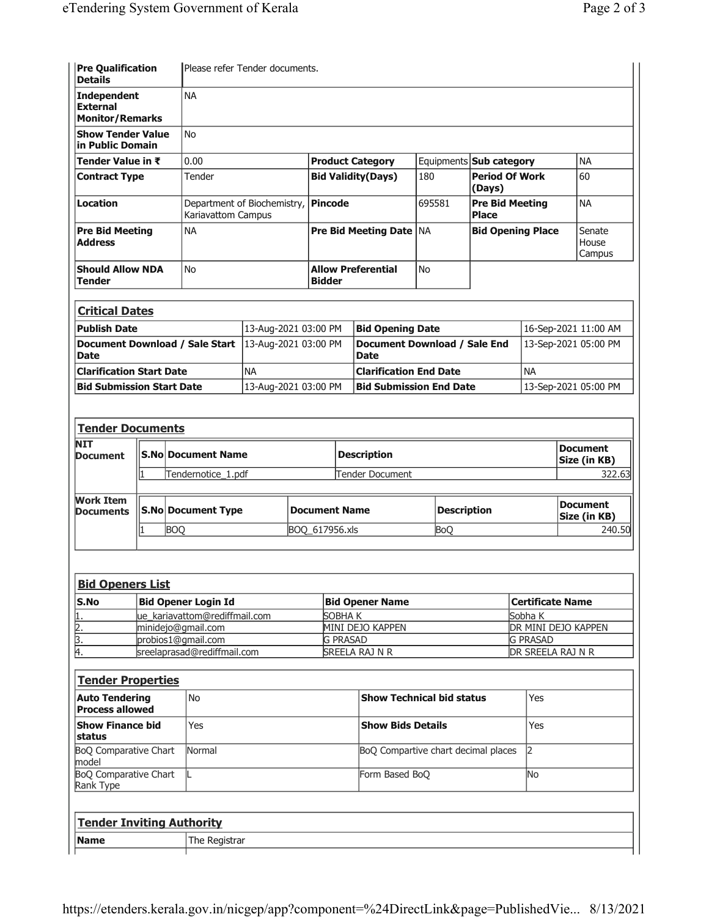| | | | | | | | |
|---|---|---|---|---|---|---|---|
| **Pre Qualification Details** | Please refer Tender documents. | | | | | | |
| **Independent External Monitor/Remarks** | NA | | | | | | |
| **Show Tender Value in Public Domain** | No | | | | | | |
| **Tender Value in ₹** | 0.00 | **Product Category** | Equipments | **Sub category** | NA | | |
| **Contract Type** | Tender | **Bid Validity(Days)** | 180 | **Period Of Work (Days)** | 60 | | |
| **Location** | Department of Biochemistry, Kariavattom Campus | **Pincode** | 695581 | **Pre Bid Meeting Place** | NA | | |
| **Pre Bid Meeting Address** | NA | **Pre Bid Meeting Date** | NA | **Bid Opening Place** | Senate House Campus | | |
| **Should Allow NDA Tender** | No | **Allow Preferential Bidder** | No | | | | |

## Critical Dates

| | | | |
|---|---|---|---|
| **Publish Date** | 13-Aug-2021 03:00 PM | **Bid Opening Date** | 16-Sep-2021 11:00 AM |
| **Document Download / Sale Start Date** | 13-Aug-2021 03:00 PM | **Document Download / Sale End Date** | 13-Sep-2021 05:00 PM |
| **Clarification Start Date** | NA | **Clarification End Date** | NA |
| **Bid Submission Start Date** | 13-Aug-2021 03:00 PM | **Bid Submission End Date** | 13-Sep-2021 05:00 PM |

## Tender Documents

**NIT Document**

| S.No | Document Name | Description | Document Size (in KB) |
|---|---|---|---|
| 1 | Tendernotice_1.pdf | Tender Document | 322.63 |

**Work Item Documents**

| S.No | Document Type | Document Name | Description | Document Size (in KB) |
|---|---|---|---|---|
| 1 | BOQ | BOQ_617956.xls | BoQ | 240.50 |

## Bid Openers List

| S.No | Bid Opener Login Id | Bid Opener Name | Certificate Name |
|---|---|---|---|
| 1. | ue_kariavattom@rediffmail.com | SOBHA K | Sobha K |
| 2. | minidejo@gmail.com | MINI DEJO KAPPEN | DR MINI DEJO KAPPEN |
| 3. | probios1@gmail.com | G PRASAD | G PRASAD |
| 4. | sreelaprasad@rediffmail.com | SREELA RAJ N R | DR SREELA RAJ N R |

## Tender Properties

| | | | |
|---|---|---|---|
| **Auto Tendering Process allowed** | No | **Show Technical bid status** | Yes |
| **Show Finance bid status** | Yes | **Show Bids Details** | Yes |
| BoQ Comparative Chart model | Normal | BoQ Compartive chart decimal places | 2 |
| BoQ Comparative Chart Rank Type | L | Form Based BoQ | No |

## Tender Inviting Authority

| | |
|---|---|
| **Name** | The Registrar |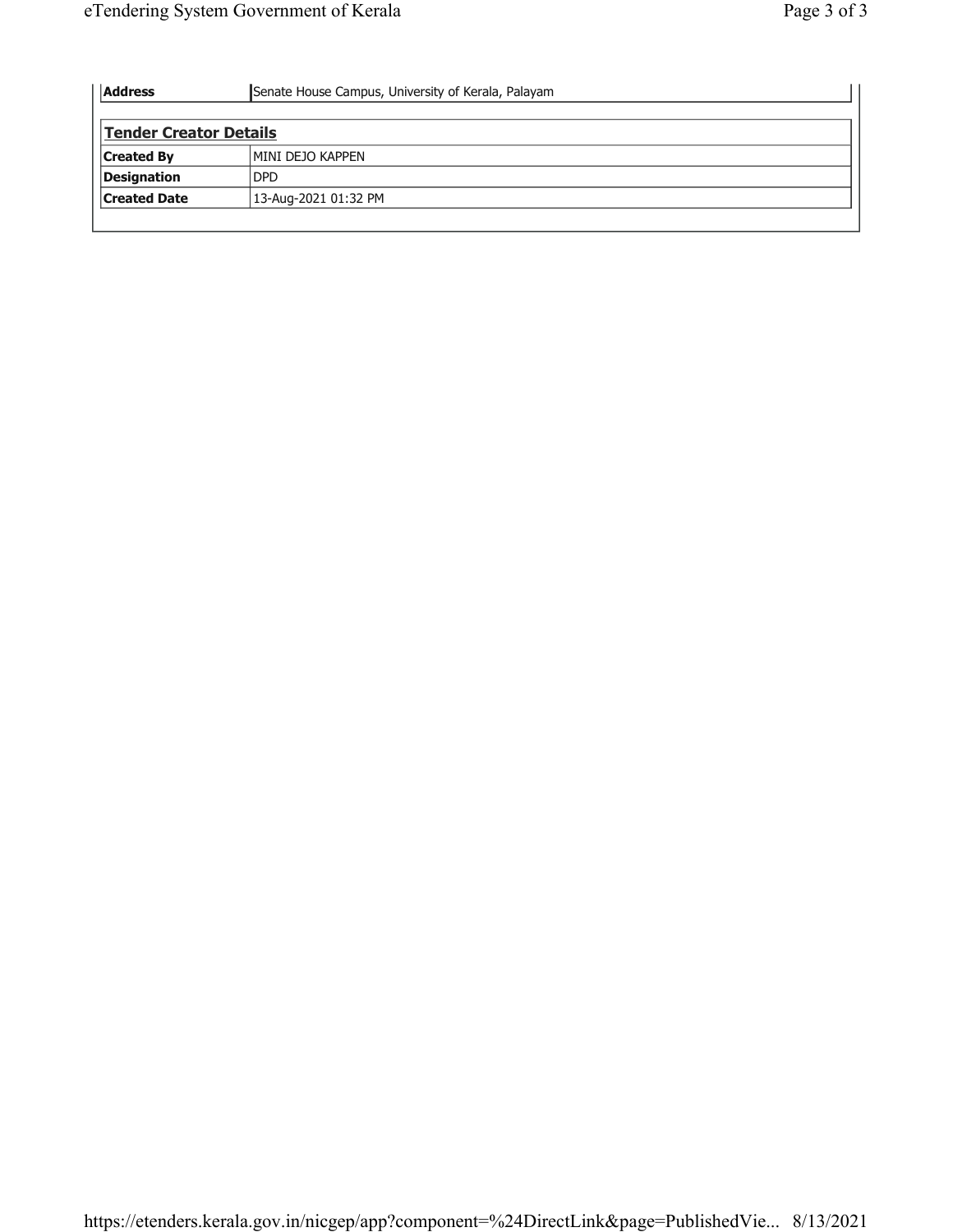| | |
|---|---|
| **Address** | Senate House Campus, University of Kerala, Palayam |

## Tender Creator Details

| | |
|---|---|
| **Created By** | MINI DEJO KAPPEN |
| **Designation** | DPD |
| **Created Date** | 13-Aug-2021 01:32 PM |